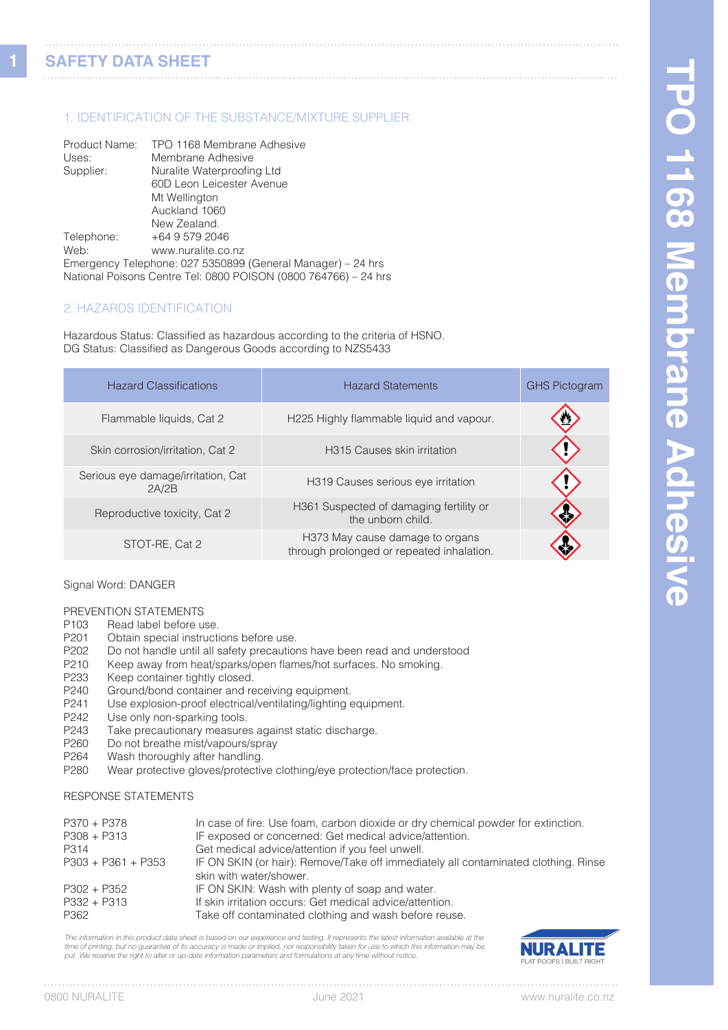# SAFETY DATA SHEET

## 1. IDENTIFICATION OF THE SUBSTANCE/MIXTURE SUPPLIER

Product Name: TPO 1168 Membrane Adhesive
Uses: Membrane Adhesive
Supplier: Nuralite Waterproofing Ltd
60D Leon Leicester Avenue
Mt Wellington
Auckland 1060
New Zealand.
Telephone: +64 9 579 2046
Web: www.nuralite.co.nz
Emergency Telephone: 027 5350899 (General Manager) – 24 hrs
National Poisons Centre Tel: 0800 POISON (0800 764766) – 24 hrs

## 2. HAZARDS IDENTIFICATION

Hazardous Status: Classified as hazardous according to the criteria of HSNO.
DG Status: Classified as Dangerous Goods according to NZS5433

| Hazard Classifications | Hazard Statements | GHS Pictogram |
|---|---|---|
| Flammable liquids, Cat 2 | H225 Highly flammable liquid and vapour. | |
| Skin corrosion/irritation, Cat 2 | H315 Causes skin irritation | |
| Serious eye damage/irritation, Cat 2A/2B | H319 Causes serious eye irritation | |
| Reproductive toxicity, Cat 2 | H361 Suspected of damaging fertility or the unborn child. | |
| STOT-RE, Cat 2 | H373 May cause damage to organs through prolonged or repeated inhalation. | |

Signal Word: DANGER

PREVENTION STATEMENTS

- P103 Read label before use.
- P201 Obtain special instructions before use.
- P202 Do not handle until all safety precautions have been read and understood
- P210 Keep away from heat/sparks/open flames/hot surfaces. No smoking.
- P233 Keep container tightly closed.
- P240 Ground/bond container and receiving equipment.
- P241 Use explosion-proof electrical/ventilating/lighting equipment.
- P242 Use only non-sparking tools.
- P243 Take precautionary measures against static discharge.
- P260 Do not breathe mist/vapours/spray
- P264 Wash thoroughly after handling.
- P280 Wear protective gloves/protective clothing/eye protection/face protection.

RESPONSE STATEMENTS

- P370 + P378 In case of fire: Use foam, carbon dioxide or dry chemical powder for extinction.
- P308 + P313 IF exposed or concerned: Get medical advice/attention.
- P314 Get medical advice/attention if you feel unwell.
- P303 + P361 + P353 IF ON SKIN (or hair): Remove/Take off immediately all contaminated clothing. Rinse skin with water/shower.
- P302 + P352 IF ON SKIN: Wash with plenty of soap and water.
- P332 + P313 If skin irritation occurs: Get medical advice/attention.
- P362 Take off contaminated clothing and wash before reuse.

*The information in this product data sheet is based on our experience and testing. It represents the latest information available at the time of printing, but no guarantee of its accuracy is made or implied, nor responsibility taken for use to which this information may be put. We reserve the right to alter or up-date information parameters and formulations at any time without notice.*

NURALITE
FLAT ROOFS | BUILT RIGHT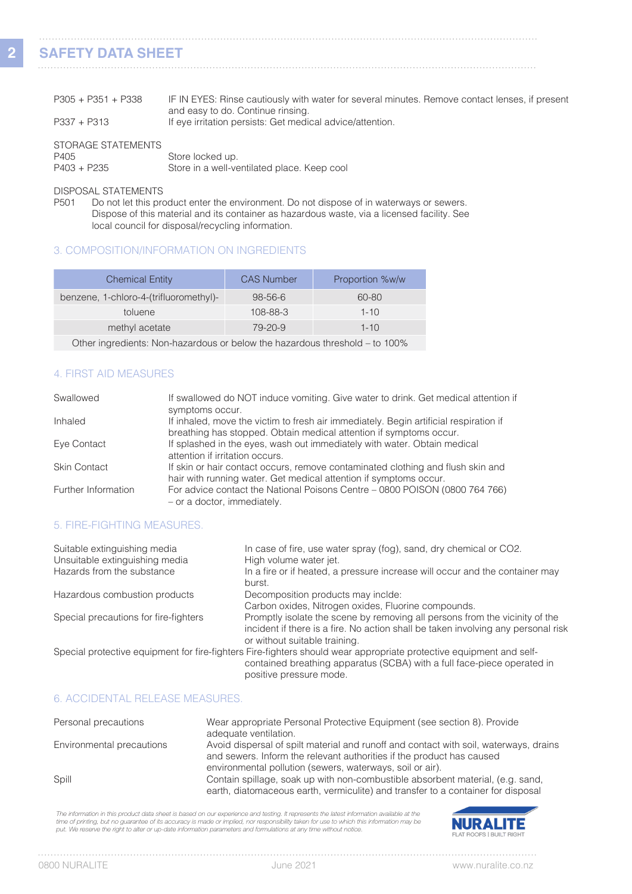## SAFETY DATA SHEET

| | |
|---|---|
| P305 + P351 + P338 | IF IN EYES: Rinse cautiously with water for several minutes. Remove contact lenses, if present and easy to do. Continue rinsing. |
| P337 + P313 | If eye irritation persists: Get medical advice/attention. |

STORAGE STATEMENTS

| | |
|---|---|
| P405 | Store locked up. |
| P403 + P235 | Store in a well-ventilated place. Keep cool |

DISPOSAL STATEMENTS

P501 Do not let this product enter the environment. Do not dispose of in waterways or sewers. Dispose of this material and its container as hazardous waste, via a licensed facility. See local council for disposal/recycling information.

### 3. COMPOSITION/INFORMATION ON INGREDIENTS

| Chemical Entity | CAS Number | Proportion %w/w |
|---|---|---|
| benzene, 1-chloro-4-(trifluoromethyl)- | 98-56-6 | 60-80 |
| toluene | 108-88-3 | 1-10 |
| methyl acetate | 79-20-9 | 1-10 |
| Other ingredients: Non-hazardous or below the hazardous threshold – to 100% | | |

### 4. FIRST AID MEASURES

| | |
|---|---|
| Swallowed | If swallowed do NOT induce vomiting. Give water to drink. Get medical attention if symptoms occur. |
| Inhaled | If inhaled, move the victim to fresh air immediately. Begin artificial respiration if breathing has stopped. Obtain medical attention if symptoms occur. |
| Eye Contact | If splashed in the eyes, wash out immediately with water. Obtain medical attention if irritation occurs. |
| Skin Contact | If skin or hair contact occurs, remove contaminated clothing and flush skin and hair with running water. Get medical attention if symptoms occur. |
| Further Information | For advice contact the National Poisons Centre – 0800 POISON (0800 764 766) – or a doctor, immediately. |

### 5. FIRE-FIGHTING MEASURES.

| | |
|---|---|
| Suitable extinguishing media | In case of fire, use water spray (fog), sand, dry chemical or CO2. |
| Unsuitable extinguishing media | High volume water jet. |
| Hazards from the substance | In a fire or if heated, a pressure increase will occur and the container may burst. |
| Hazardous combustion products | Decomposition products may inclde: Carbon oxides, Nitrogen oxides, Fluorine compounds. |
| Special precautions for fire-fighters | Promptly isolate the scene by removing all persons from the vicinity of the incident if there is a fire. No action shall be taken involving any personal risk or without suitable training. |
| Special protective equipment for fire-fighters | Fire-fighters should wear appropriate protective equipment and self-contained breathing apparatus (SCBA) with a full face-piece operated in positive pressure mode. |

### 6. ACCIDENTAL RELEASE MEASURES.

| | |
|---|---|
| Personal precautions | Wear appropriate Personal Protective Equipment (see section 8). Provide adequate ventilation. |
| Environmental precautions | Avoid dispersal of spilt material and runoff and contact with soil, waterways, drains and sewers. Inform the relevant authorities if the product has caused environmental pollution (sewers, waterways, soil or air). |
| Spill | Contain spillage, soak up with non-combustible absorbent material, (e.g. sand, earth, diatomaceous earth, vermiculite) and transfer to a container for disposal |

*The information in this product data sheet is based on our experience and testing. It represents the latest information available at the time of printing, but no guarantee of its accuracy is made or implied, nor responsibility taken for use to which this information may be put. We reserve the right to alter or up-date information parameters and formulations at any time without notice.*

NURALITE
FLAT ROOFS | BUILT RIGHT

0800 NURALITE June 2021 www.nuralite.co.nz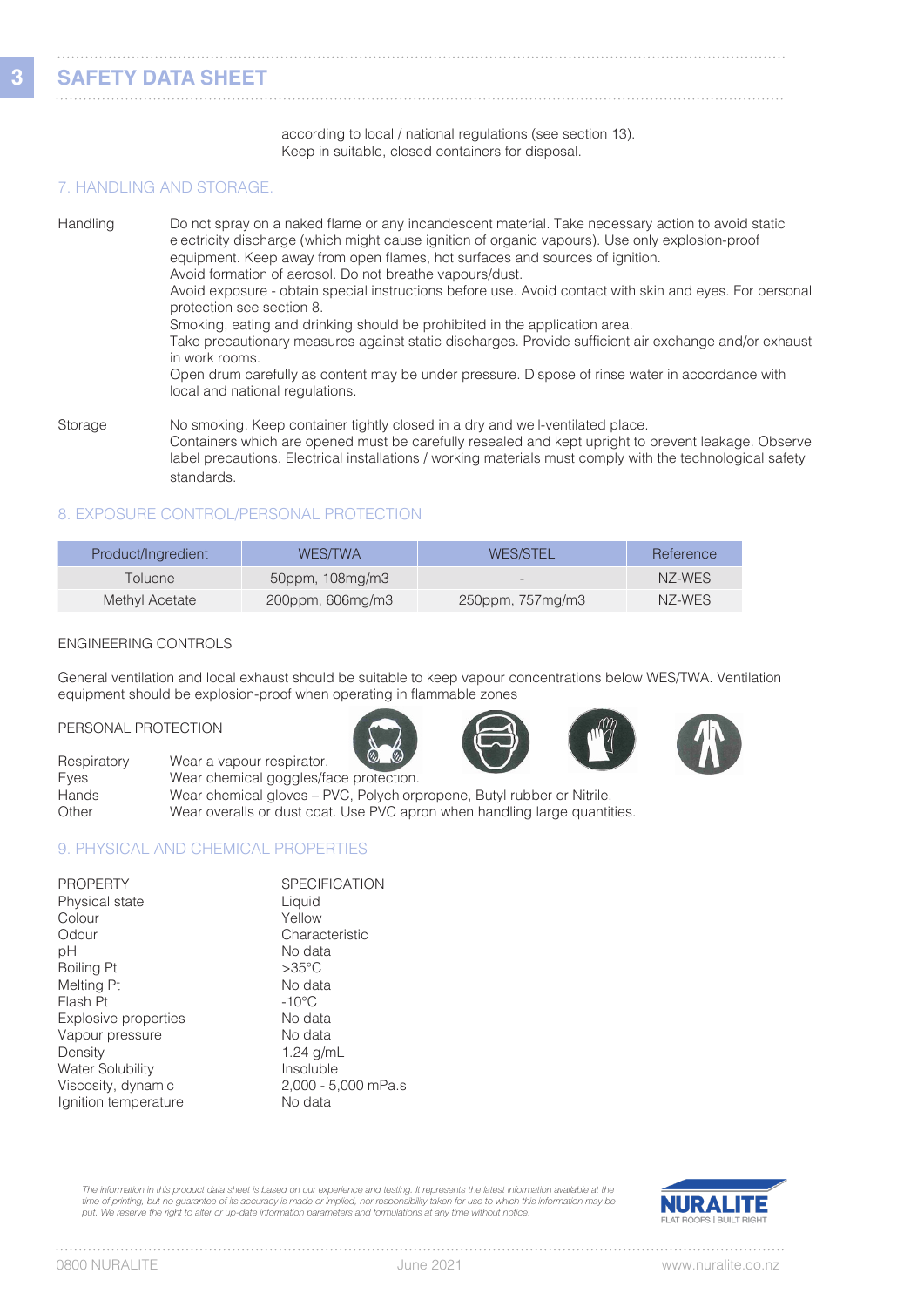according to local / national regulations (see section 13).
Keep in suitable, closed containers for disposal.

## 7. HANDLING AND STORAGE.

Handling

Do not spray on a naked flame or any incandescent material. Take necessary action to avoid static electricity discharge (which might cause ignition of organic vapours). Use only explosion-proof equipment. Keep away from open flames, hot surfaces and sources of ignition.
Avoid formation of aerosol. Do not breathe vapours/dust.
Avoid exposure - obtain special instructions before use. Avoid contact with skin and eyes. For personal protection see section 8.
Smoking, eating and drinking should be prohibited in the application area.
Take precautionary measures against static discharges. Provide sufficient air exchange and/or exhaust in work rooms.
Open drum carefully as content may be under pressure. Dispose of rinse water in accordance with local and national regulations.

Storage

No smoking. Keep container tightly closed in a dry and well-ventilated place.
Containers which are opened must be carefully resealed and kept upright to prevent leakage. Observe label precautions. Electrical installations / working materials must comply with the technological safety standards.

## 8. EXPOSURE CONTROL/PERSONAL PROTECTION

| Product/Ingredient | WES/TWA | WES/STEL | Reference |
|---|---|---|---|
| Toluene | 50ppm, 108mg/m3 | - | NZ-WES |
| Methyl Acetate | 200ppm, 606mg/m3 | 250ppm, 757mg/m3 | NZ-WES |

ENGINEERING CONTROLS

General ventilation and local exhaust should be suitable to keep vapour concentrations below WES/TWA. Ventilation equipment should be explosion-proof when operating in flammable zones

PERSONAL PROTECTION

Respiratory — Wear a vapour respirator.
Eyes — Wear chemical goggles/face protection.
Hands — Wear chemical gloves – PVC, Polychlorpropene, Butyl rubber or Nitrile.
Other — Wear overalls or dust coat. Use PVC apron when handling large quantities.

## 9. PHYSICAL AND CHEMICAL PROPERTIES

| PROPERTY | SPECIFICATION |
|---|---|
| Physical state | Liquid |
| Colour | Yellow |
| Odour | Characteristic |
| pH | No data |
| Boiling Pt | >35°C |
| Melting Pt | No data |
| Flash Pt | -10°C |
| Explosive properties | No data |
| Vapour pressure | No data |
| Density | 1.24 g/mL |
| Water Solubility | Insoluble |
| Viscosity, dynamic | 2,000 - 5,000 mPa.s |
| Ignition temperature | No data |

*The information in this product data sheet is based on our experience and testing. It represents the latest information available at the time of printing, but no guarantee of its accuracy is made or implied, nor responsibility taken for use to which this information may be put. We reserve the right to alter or up-date information parameters and formulations at any time without notice.*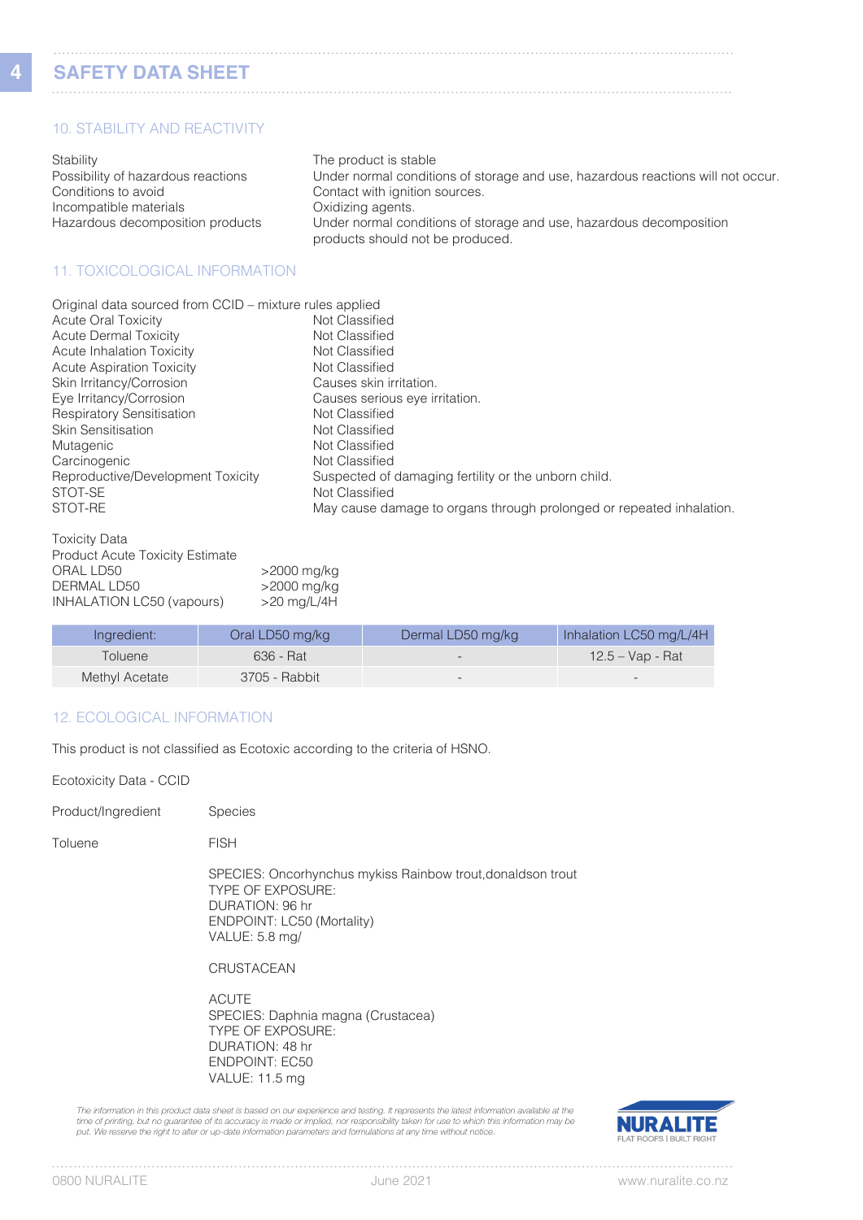# SAFETY DATA SHEET

## 10. STABILITY AND REACTIVITY

| | |
|---|---|
| Stability | The product is stable |
| Possibility of hazardous reactions | Under normal conditions of storage and use, hazardous reactions will not occur. |
| Conditions to avoid | Contact with ignition sources. |
| Incompatible materials | Oxidizing agents. |
| Hazardous decomposition products | Under normal conditions of storage and use, hazardous decomposition products should not be produced. |

## 11. TOXICOLOGICAL INFORMATION

Original data sourced from CCID – mixture rules applied

| | |
|---|---|
| Acute Oral Toxicity | Not Classified |
| Acute Dermal Toxicity | Not Classified |
| Acute Inhalation Toxicity | Not Classified |
| Acute Aspiration Toxicity | Not Classified |
| Skin Irritancy/Corrosion | Causes skin irritation. |
| Eye Irritancy/Corrosion | Causes serious eye irritation. |
| Respiratory Sensitisation | Not Classified |
| Skin Sensitisation | Not Classified |
| Mutagenic | Not Classified |
| Carcinogenic | Not Classified |
| Reproductive/Development Toxicity | Suspected of damaging fertility or the unborn child. |
| STOT-SE | Not Classified |
| STOT-RE | May cause damage to organs through prolonged or repeated inhalation. |

Toxicity Data

Product Acute Toxicity Estimate

| | |
|---|---|
| ORAL LD50 | >2000 mg/kg |
| DERMAL LD50 | >2000 mg/kg |
| INHALATION LC50 (vapours) | >20 mg/L/4H |

| Ingredient: | Oral LD50 mg/kg | Dermal LD50 mg/kg | Inhalation LC50 mg/L/4H |
|---|---|---|---|
| Toluene | 636 - Rat | - | 12.5 – Vap - Rat |
| Methyl Acetate | 3705 - Rabbit | - | - |

## 12. ECOLOGICAL INFORMATION

This product is not classified as Ecotoxic according to the criteria of HSNO.

Ecotoxicity Data - CCID

Product/Ingredient — Species

Toluene — FISH

SPECIES: Oncorhynchus mykiss Rainbow trout,donaldson trout
TYPE OF EXPOSURE:
DURATION: 96 hr
ENDPOINT: LC50 (Mortality)
VALUE: 5.8 mg/

CRUSTACEAN

ACUTE
SPECIES: Daphnia magna (Crustacea)
TYPE OF EXPOSURE:
DURATION: 48 hr
ENDPOINT: EC50
VALUE: 11.5 mg

*The information in this product data sheet is based on our experience and testing. It represents the latest information available at the time of printing, but no guarantee of its accuracy is made or implied, nor responsibility taken for use to which this information may be put. We reserve the right to alter or up-date information parameters and formulations at any time without notice.*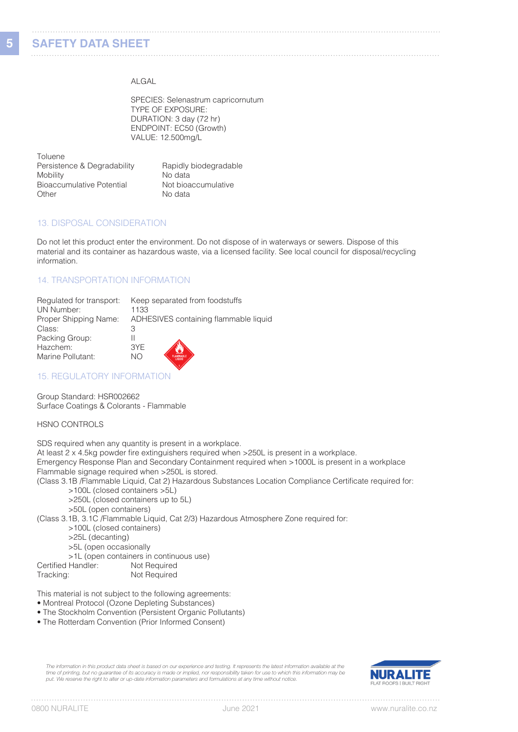ALGAL

SPECIES: Selenastrum capricornutum
TYPE OF EXPOSURE:
DURATION: 3 day (72 hr)
ENDPOINT: EC50 (Growth)
VALUE: 12.500mg/L

Toluene

| | |
|---|---|
| Persistence & Degradability | Rapidly biodegradable |
| Mobility | No data |
| Bioaccumulative Potential | Not bioaccumulative |
| Other | No data |

## 13. DISPOSAL CONSIDERATION

Do not let this product enter the environment. Do not dispose of in waterways or sewers. Dispose of this material and its container as hazardous waste, via a licensed facility. See local council for disposal/recycling information.

## 14. TRANSPORTATION INFORMATION

| | |
|---|---|
| Regulated for transport: | Keep separated from foodstuffs |
| UN Number: | 1133 |
| Proper Shipping Name: | ADHESIVES containing flammable liquid |
| Class: | 3 |
| Packing Group: | II |
| Hazchem: | 3YE |
| Marine Pollutant: | NO |

## 15. REGULATORY INFORMATION

Group Standard: HSR002662
Surface Coatings & Colorants - Flammable

HSNO CONTROLS

SDS required when any quantity is present in a workplace.
At least 2 x 4.5kg powder fire extinguishers required when >250L is present in a workplace.
Emergency Response Plan and Secondary Containment required when >1000L is present in a workplace
Flammable signage required when >250L is stored.
(Class 3.1B /Flammable Liquid, Cat 2) Hazardous Substances Location Compliance Certificate required for:

- >100L (closed containers >5L)
- >250L (closed containers up to 5L)
- >50L (open containers)

(Class 3.1B, 3.1C /Flammable Liquid, Cat 2/3) Hazardous Atmosphere Zone required for:

- >100L (closed containers)
- >25L (decanting)
- >5L (open occasionally
- >1L (open containers in continuous use)

| | |
|---|---|
| Certified Handler: | Not Required |
| Tracking: | Not Required |

This material is not subject to the following agreements:

- Montreal Protocol (Ozone Depleting Substances)
- The Stockholm Convention (Persistent Organic Pollutants)
- The Rotterdam Convention (Prior Informed Consent)

*The information in this product data sheet is based on our experience and testing. It represents the latest information available at the time of printing, but no guarantee of its accuracy is made or implied, nor responsibility taken for use to which this information may be put. We reserve the right to alter or up-date information parameters and formulations at any time without notice.*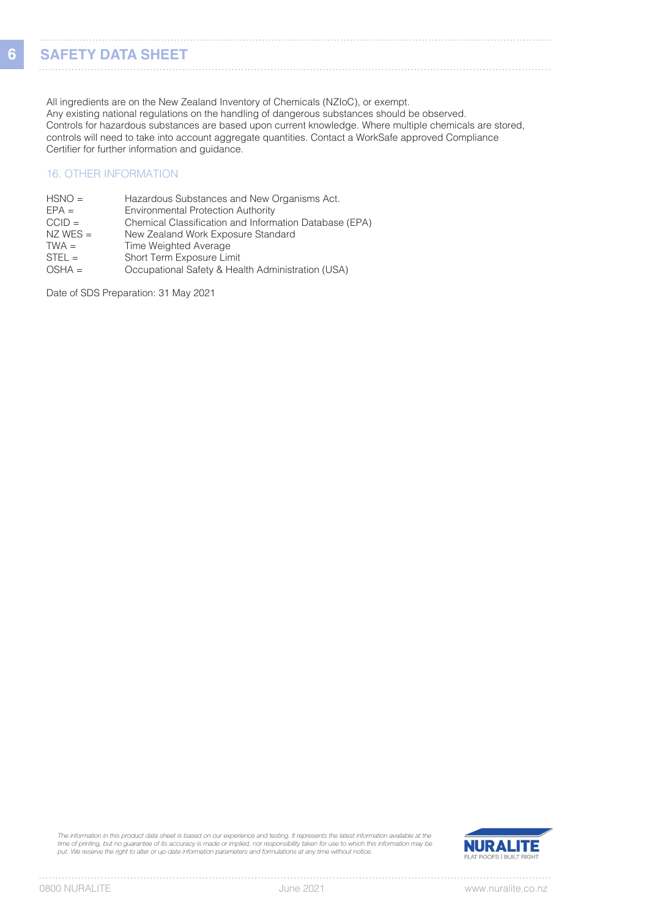All ingredients are on the New Zealand Inventory of Chemicals (NZIoC), or exempt.
Any existing national regulations on the handling of dangerous substances should be observed.
Controls for hazardous substances are based upon current knowledge. Where multiple chemicals are stored, controls will need to take into account aggregate quantities. Contact a WorkSafe approved Compliance Certifier for further information and guidance.

## 16. OTHER INFORMATION

| | |
|---|---|
| HSNO = | Hazardous Substances and New Organisms Act. |
| EPA = | Environmental Protection Authority |
| CCID = | Chemical Classification and Information Database (EPA) |
| NZ WES = | New Zealand Work Exposure Standard |
| TWA = | Time Weighted Average |
| STEL = | Short Term Exposure Limit |
| OSHA = | Occupational Safety & Health Administration (USA) |

Date of SDS Preparation: 31 May 2021

*The information in this product data sheet is based on our experience and testing. It represents the latest information available at the time of printing, but no guarantee of its accuracy is made or implied, nor responsibility taken for use to which this information may be put. We reserve the right to alter or up-date information parameters and formulations at any time without notice.*

NURALITE
FLAT ROOFS | BUILT RIGHT